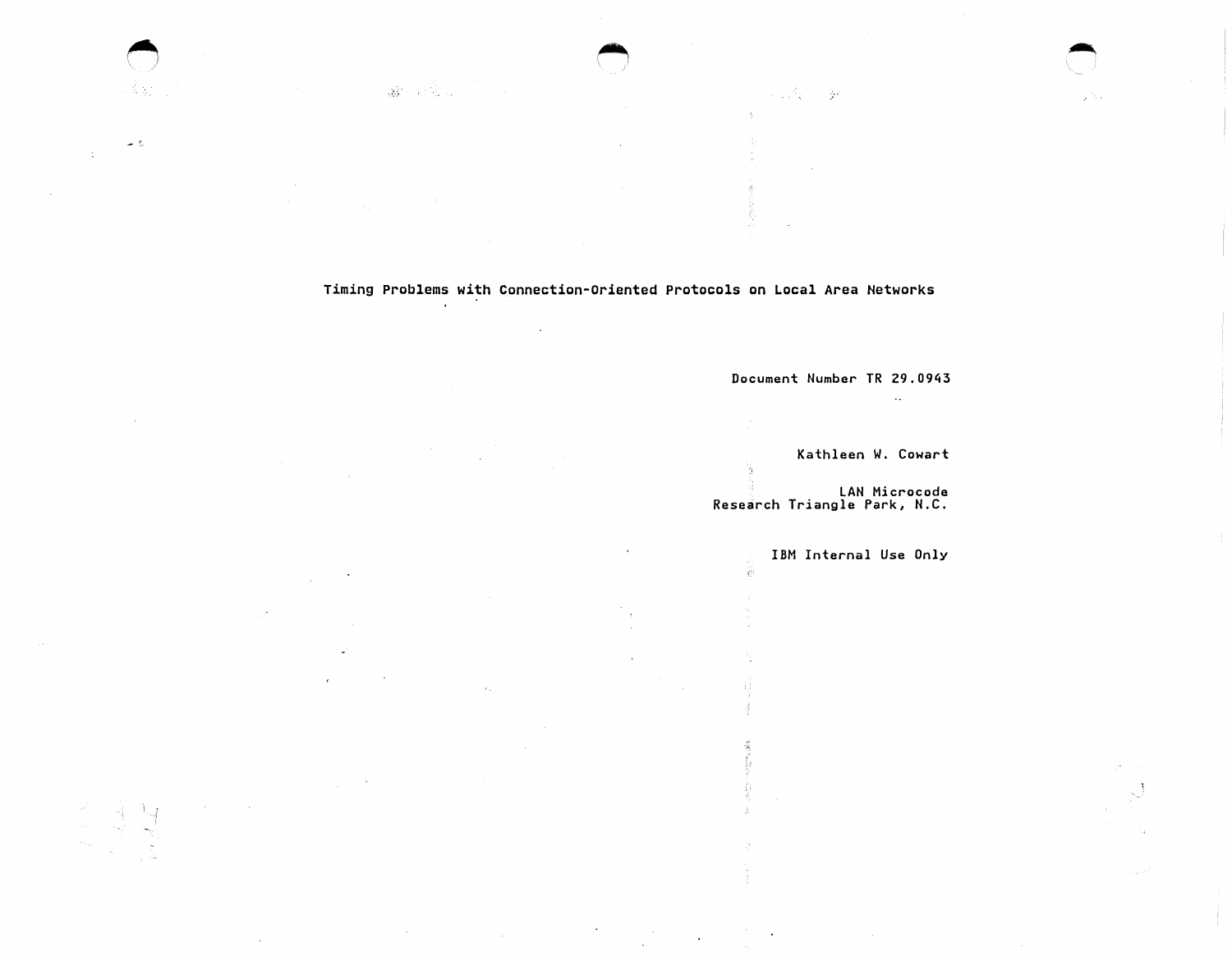# Timing Problems with Connection-Oriented Protocols on Local Area Networks

Document Number TR 29.0943

Kathleen W. Cowart

LAN Microcode
Research Triangle Park, N.C.

IBM Internal Use Only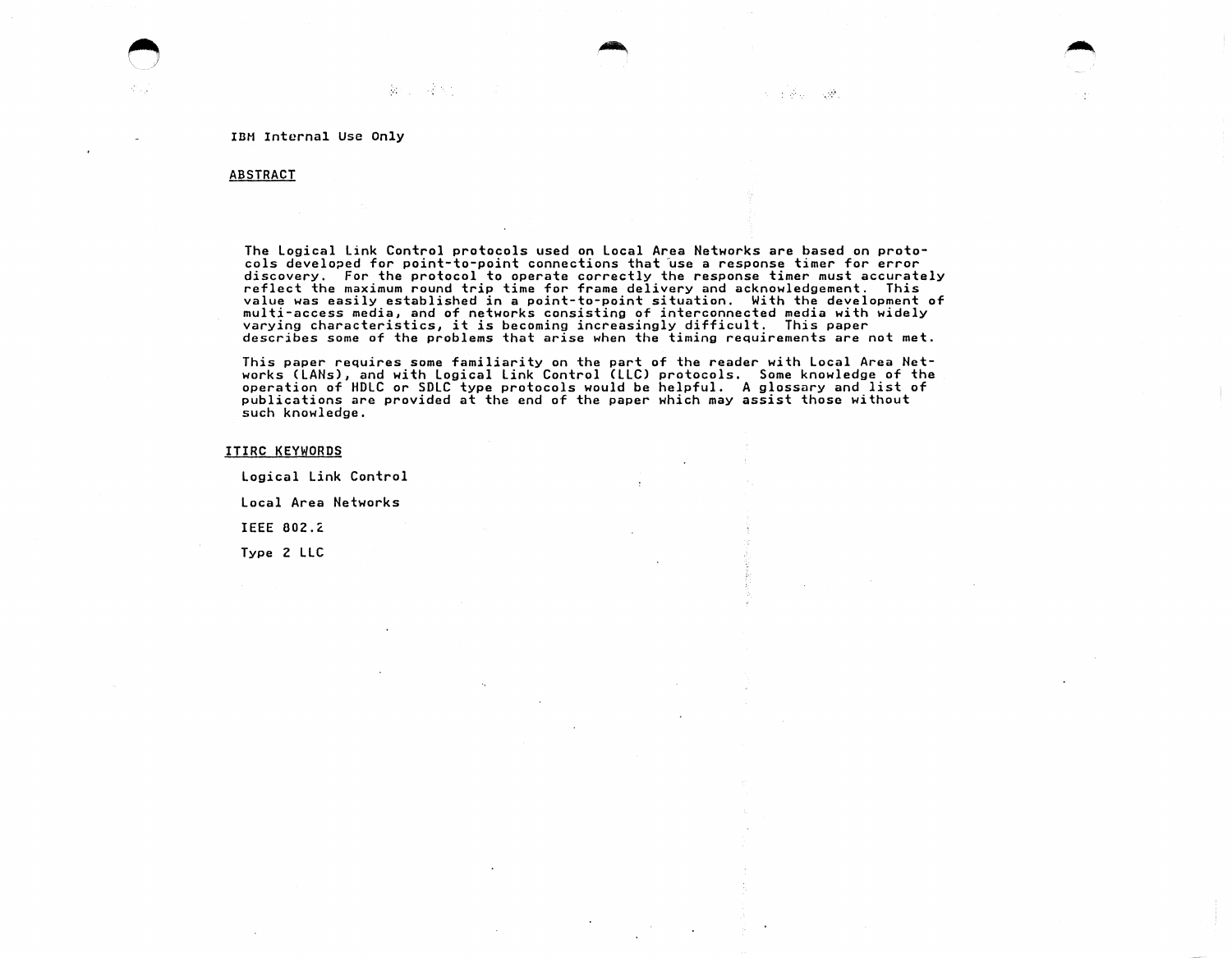IBM Internal Use Only

## ABSTRACT

The Logical Link Control protocols used on Local Area Networks are based on protocols developed for point-to-point connections that use a response timer for error discovery. For the protocol to operate correctly the response timer must accurately reflect the maximum round trip time for frame delivery and acknowledgement. This value was easily established in a point-to-point situation. With the development of multi-access media, and of networks consisting of interconnected media with widely varying characteristics, it is becoming increasingly difficult. This paper describes some of the problems that arise when the timing requirements are not met.

This paper requires some familiarity on the part of the reader with Local Area Networks (LANs), and with Logical Link Control (LLC) protocols. Some knowledge of the operation of HDLC or SDLC type protocols would be helpful. A glossary and list of publications are provided at the end of the paper which may assist those without such knowledge.

## ITIRC KEYWORDS

Logical Link Control

Local Area Networks

IEEE 802.2

Type 2 LLC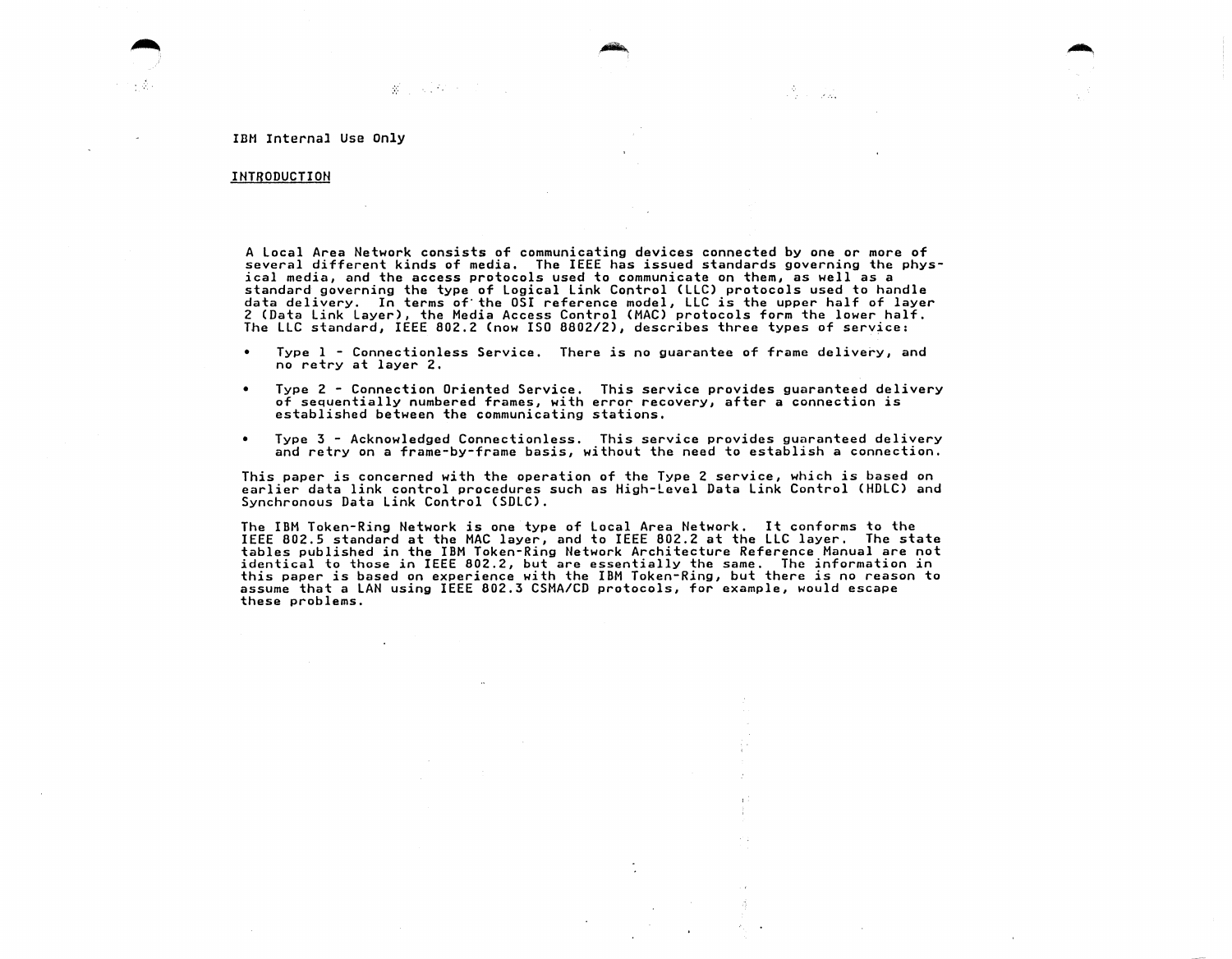IBM Internal Use Only

## INTRODUCTION

A Local Area Network consists of communicating devices connected by one or more of several different kinds of media. The IEEE has issued standards governing the physical media, and the access protocols used to communicate on them, as well as a standard governing the type of Logical Link Control (LLC) protocols used to handle data delivery. In terms of the OSI reference model, LLC is the upper half of layer 2 (Data Link Layer), the Media Access Control (MAC) protocols form the lower half. The LLC standard, IEEE 802.2 (now ISO 8802/2), describes three types of service:

- Type 1 - Connectionless Service. There is no guarantee of frame delivery, and no retry at layer 2.
- Type 2 - Connection Oriented Service. This service provides guaranteed delivery of sequentially numbered frames, with error recovery, after a connection is established between the communicating stations.
- Type 3 - Acknowledged Connectionless. This service provides guaranteed delivery and retry on a frame-by-frame basis, without the need to establish a connection.

This paper is concerned with the operation of the Type 2 service, which is based on earlier data link control procedures such as High-Level Data Link Control (HDLC) and Synchronous Data Link Control (SDLC).

The IBM Token-Ring Network is one type of Local Area Network. It conforms to the IEEE 802.5 standard at the MAC layer, and to IEEE 802.2 at the LLC layer. The state tables published in the IBM Token-Ring Network Architecture Reference Manual are not identical to those in IEEE 802.2, but are essentially the same. The information in this paper is based on experience with the IBM Token-Ring, but there is no reason to assume that a LAN using IEEE 802.3 CSMA/CD protocols, for example, would escape these problems.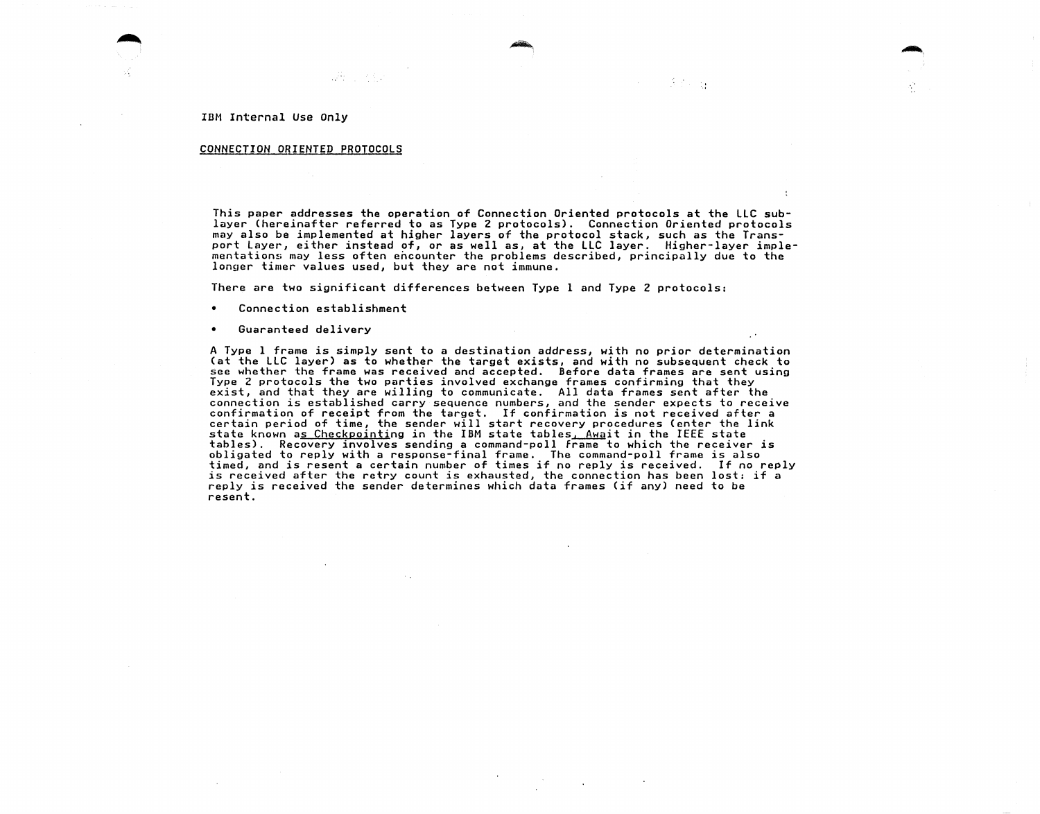IBM Internal Use Only

## CONNECTION ORIENTED PROTOCOLS

This paper addresses the operation of Connection Oriented protocols at the LLC sub-layer (hereinafter referred to as Type 2 protocols). Connection Oriented protocols may also be implemented at higher layers of the protocol stack, such as the Transport Layer, either instead of, or as well as, at the LLC layer. Higher-layer implementations may less often encounter the problems described, principally due to the longer timer values used, but they are not immune.

There are two significant differences between Type 1 and Type 2 protocols:

- Connection establishment
- Guaranteed delivery

A Type 1 frame is simply sent to a destination address, with no prior determination (at the LLC layer) as to whether the target exists, and with no subsequent check to see whether the frame was received and accepted. Before data frames are sent using Type 2 protocols the two parties involved exchange frames confirming that they exist, and that they are willing to communicate. All data frames sent after the connection is established carry sequence numbers, and the sender expects to receive confirmation of receipt from the target. If confirmation is not received after a certain period of time, the sender will start recovery procedures (enter the link state known as Checkpointing in the IBM state tables, Await in the IEEE state tables). Recovery involves sending a command-poll frame to which the receiver is obligated to reply with a response-final frame. The command-poll frame is also timed, and is resent a certain number of times if no reply is received. If no reply is received after the retry count is exhausted, the connection has been lost: if a reply is received the sender determines which data frames (if any) need to be resent.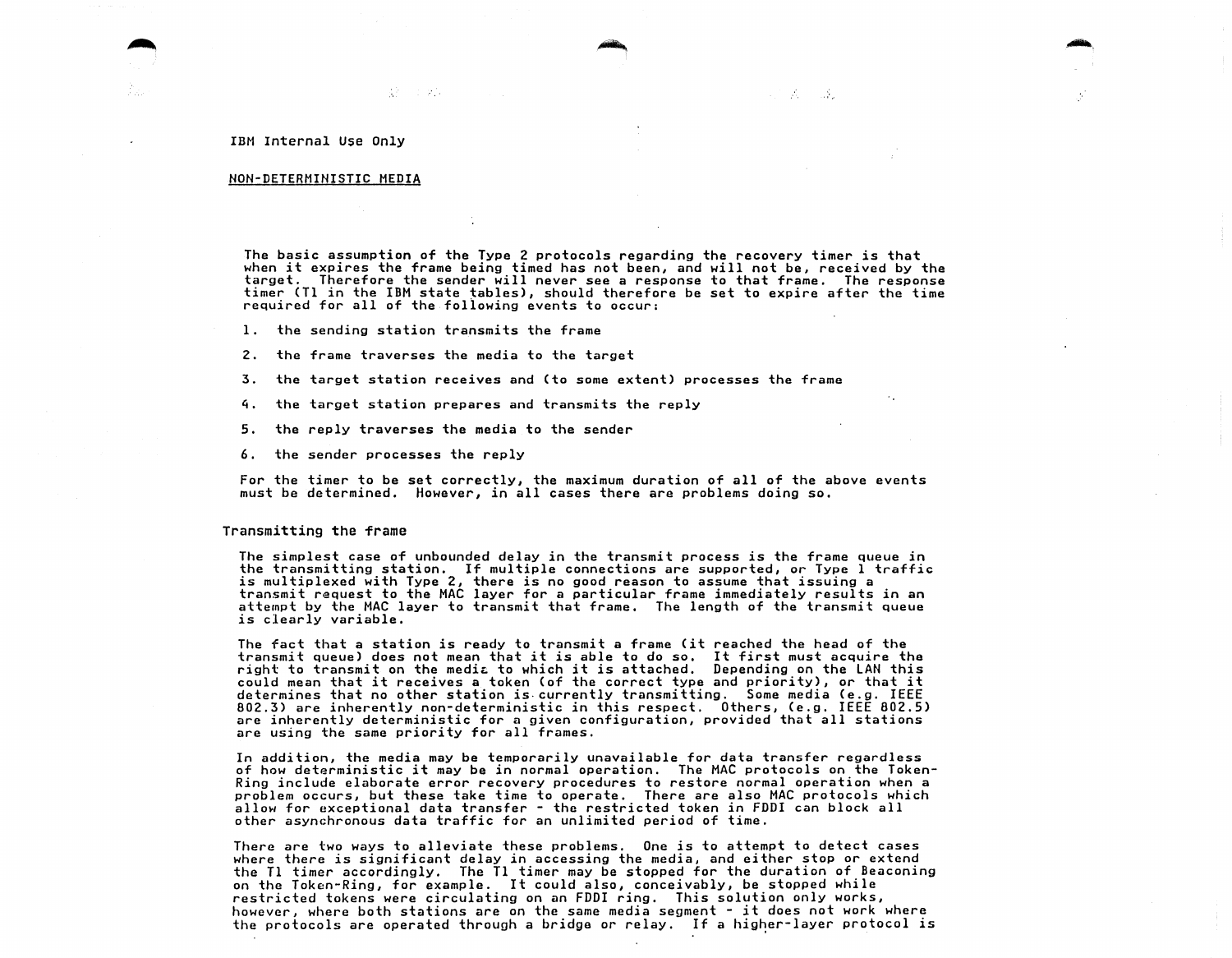IBM Internal Use Only

## NON-DETERMINISTIC MEDIA

The basic assumption of the Type 2 protocols regarding the recovery timer is that when it expires the frame being timed has not been, and will not be, received by the target. Therefore the sender will never see a response to that frame. The response timer (T1 in the IBM state tables), should therefore be set to expire after the time required for all of the following events to occur:

1. the sending station transmits the frame
2. the frame traverses the media to the target
3. the target station receives and (to some extent) processes the frame
4. the target station prepares and transmits the reply
5. the reply traverses the media to the sender
6. the sender processes the reply

For the timer to be set correctly, the maximum duration of all of the above events must be determined. However, in all cases there are problems doing so.

### Transmitting the frame

The simplest case of unbounded delay in the transmit process is the frame queue in the transmitting station. If multiple connections are supported, or Type 1 traffic is multiplexed with Type 2, there is no good reason to assume that issuing a transmit request to the MAC layer for a particular frame immediately results in an attempt by the MAC layer to transmit that frame. The length of the transmit queue is clearly variable.

The fact that a station is ready to transmit a frame (it reached the head of the transmit queue) does not mean that it is able to do so. It first must acquire the right to transmit on the media to which it is attached. Depending on the LAN this could mean that it receives a token (of the correct type and priority), or that it determines that no other station is currently transmitting. Some media (e.g. IEEE 802.3) are inherently non-deterministic in this respect. Others, (e.g. IEEE 802.5) are inherently deterministic for a given configuration, provided that all stations are using the same priority for all frames.

In addition, the media may be temporarily unavailable for data transfer regardless of how deterministic it may be in normal operation. The MAC protocols on the Token-Ring include elaborate error recovery procedures to restore normal operation when a problem occurs, but these take time to operate. There are also MAC protocols which allow for exceptional data transfer - the restricted token in FDDI can block all other asynchronous data traffic for an unlimited period of time.

There are two ways to alleviate these problems. One is to attempt to detect cases where there is significant delay in accessing the media, and either stop or extend the T1 timer accordingly. The T1 timer may be stopped for the duration of Beaconing on the Token-Ring, for example. It could also, conceivably, be stopped while restricted tokens were circulating on an FDDI ring. This solution only works, however, where both stations are on the same media segment - it does not work where the protocols are operated through a bridge or relay. If a higher-layer protocol is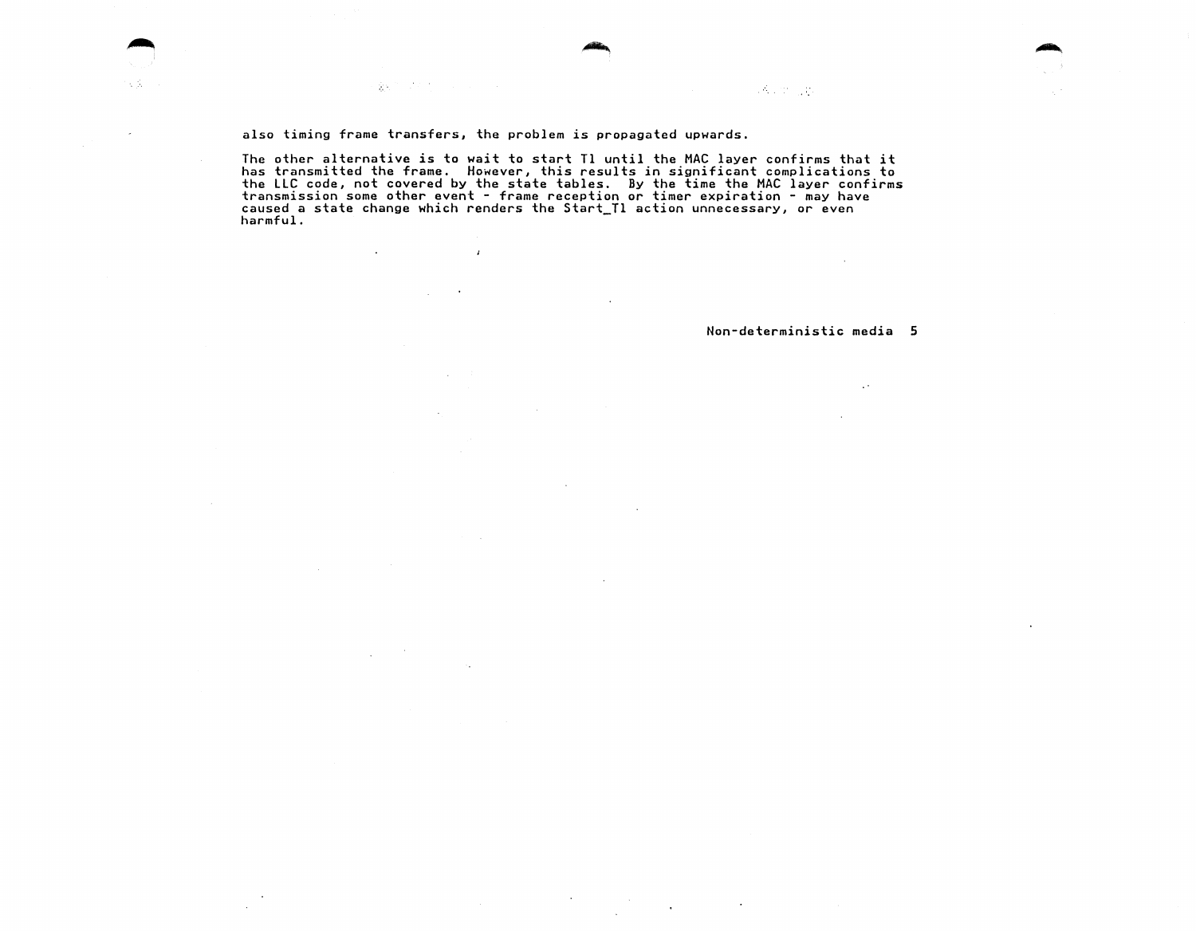also timing frame transfers, the problem is propagated upwards.

The other alternative is to wait to start T1 until the MAC layer confirms that it has transmitted the frame. However, this results in significant complications to the LLC code, not covered by the state tables. By the time the MAC layer confirms transmission some other event - frame reception or timer expiration - may have caused a state change which renders the Start_T1 action unnecessary, or even harmful.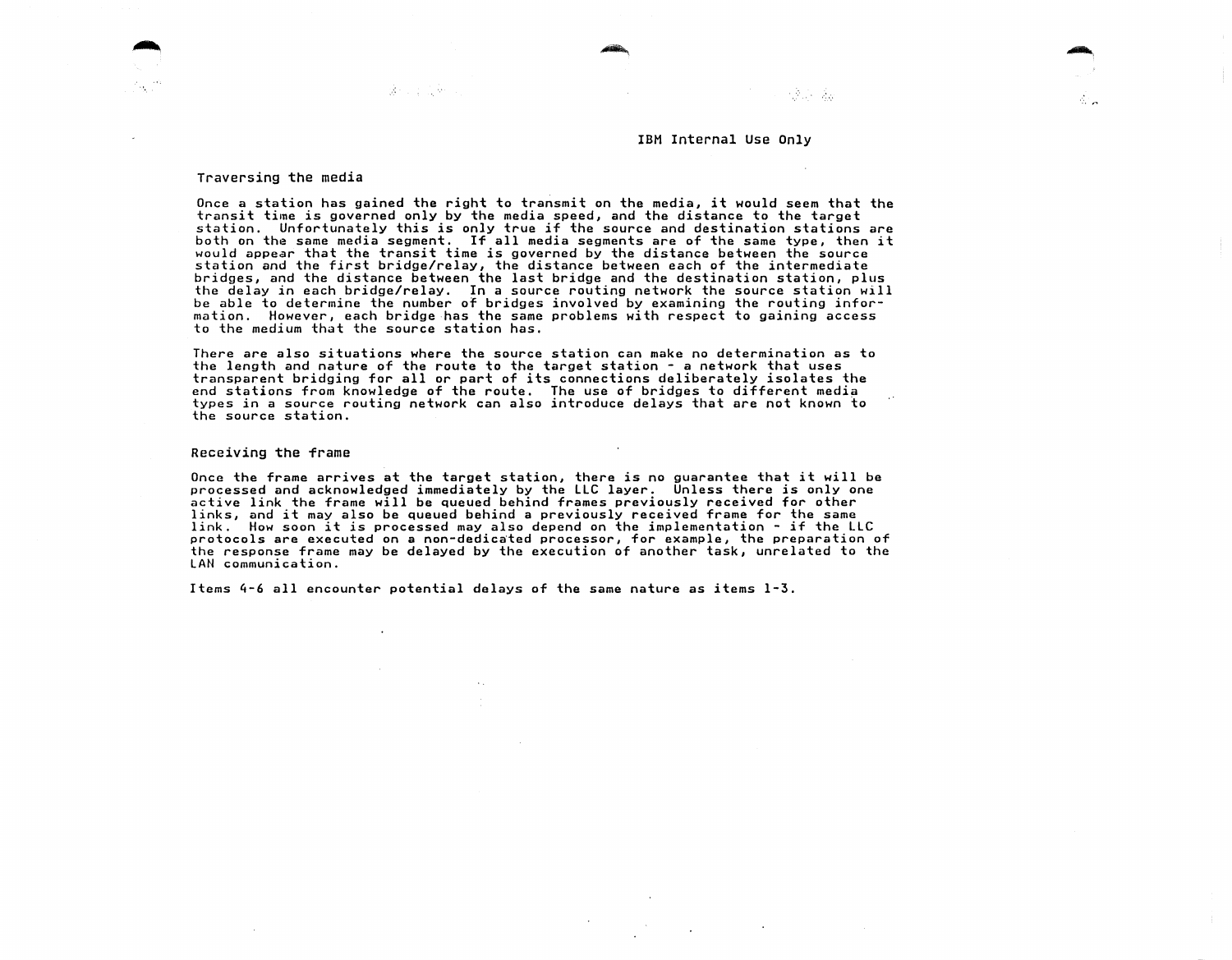### Traversing the media

Once a station has gained the right to transmit on the media, it would seem that the transit time is governed only by the media speed, and the distance to the target station. Unfortunately this is only true if the source and destination stations are both on the same media segment. If all media segments are of the same type, then it would appear that the transit time is governed by the distance between the source station and the first bridge/relay, the distance between each of the intermediate bridges, and the distance between the last bridge and the destination station, plus the delay in each bridge/relay. In a source routing network the source station will be able to determine the number of bridges involved by examining the routing information. However, each bridge has the same problems with respect to gaining access to the medium that the source station has.

There are also situations where the source station can make no determination as to the length and nature of the route to the target station - a network that uses transparent bridging for all or part of its connections deliberately isolates the end stations from knowledge of the route. The use of bridges to different media types in a source routing network can also introduce delays that are not known to the source station.

### Receiving the frame

Once the frame arrives at the target station, there is no guarantee that it will be processed and acknowledged immediately by the LLC layer. Unless there is only one active link the frame will be queued behind frames previously received for other links, and it may also be queued behind a previously received frame for the same link. How soon it is processed may also depend on the implementation - if the LLC protocols are executed on a non-dedicated processor, for example, the preparation of the response frame may be delayed by the execution of another task, unrelated to the LAN communication.

Items 4-6 all encounter potential delays of the same nature as items 1-3.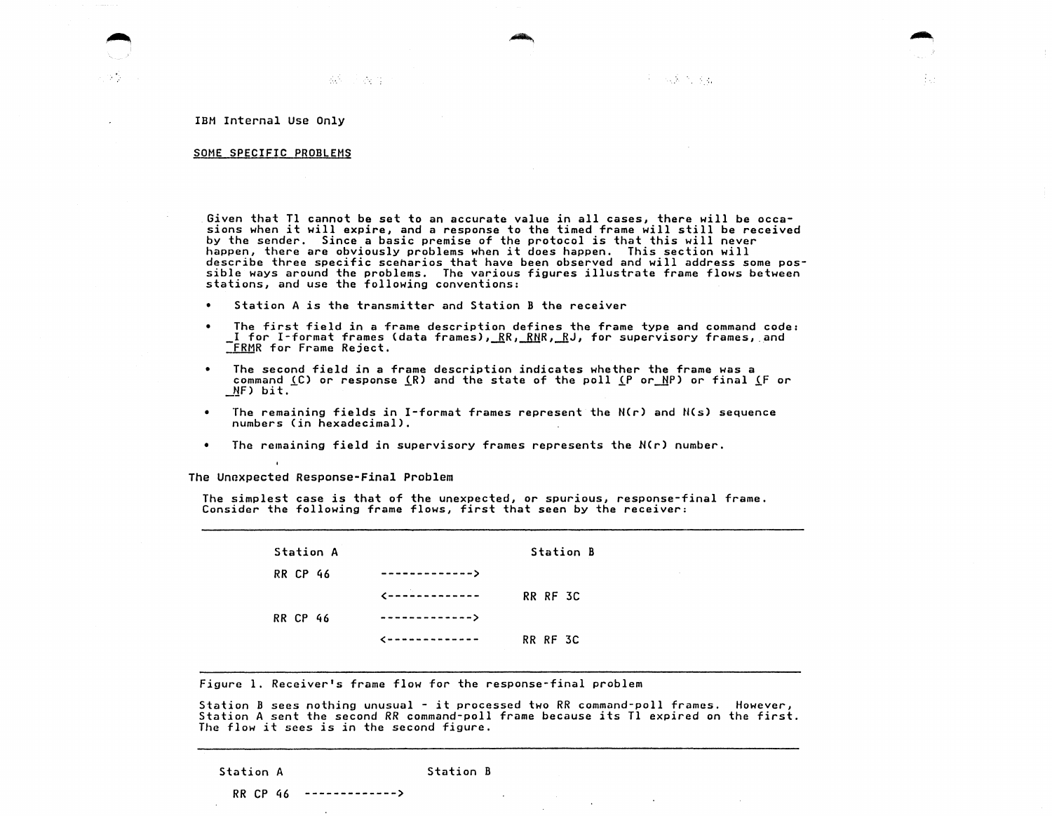IBM Internal Use Only

## SOME SPECIFIC PROBLEMS

Given that T1 cannot be set to an accurate value in all cases, there will be occasions when it will expire, and a response to the timed frame will still be received by the sender. Since a basic premise of the protocol is that this will never happen, there are obviously problems when it does happen. This section will describe three specific scenarios that have been observed and will address some possible ways around the problems. The various figures illustrate frame flows between stations, and use the following conventions:

- Station A is the transmitter and Station B the receiver
- The first field in a frame description defines the frame type and command code: I for I-format frames (data frames), RR, RNR, RJ, for supervisory frames, and FRMR for Frame Reject.
- The second field in a frame description indicates whether the frame was a command (C) or response (R) and the state of the poll (P or NP) or final (F or NF) bit.
- The remaining fields in I-format frames represent the N(r) and N(s) sequence numbers (in hexadecimal).
- The remaining field in supervisory frames represents the N(r) number.

### The Unexpected Response-Final Problem

The simplest case is that of the unexpected, or spurious, response-final frame. Consider the following frame flows, first that seen by the receiver:

```
Station A                          Station B

RR CP 46      ------------->

              <-------------       RR RF 3C

RR CP 46      ------------->

              <-------------       RR RF 3C
```

Figure 1. Receiver's frame flow for the response-final problem

Station B sees nothing unusual - it processed two RR command-poll frames. However, Station A sent the second RR command-poll frame because its T1 expired on the first. The flow it sees is in the second figure.

```
Station A                  Station B

RR CP 46  ------------->
```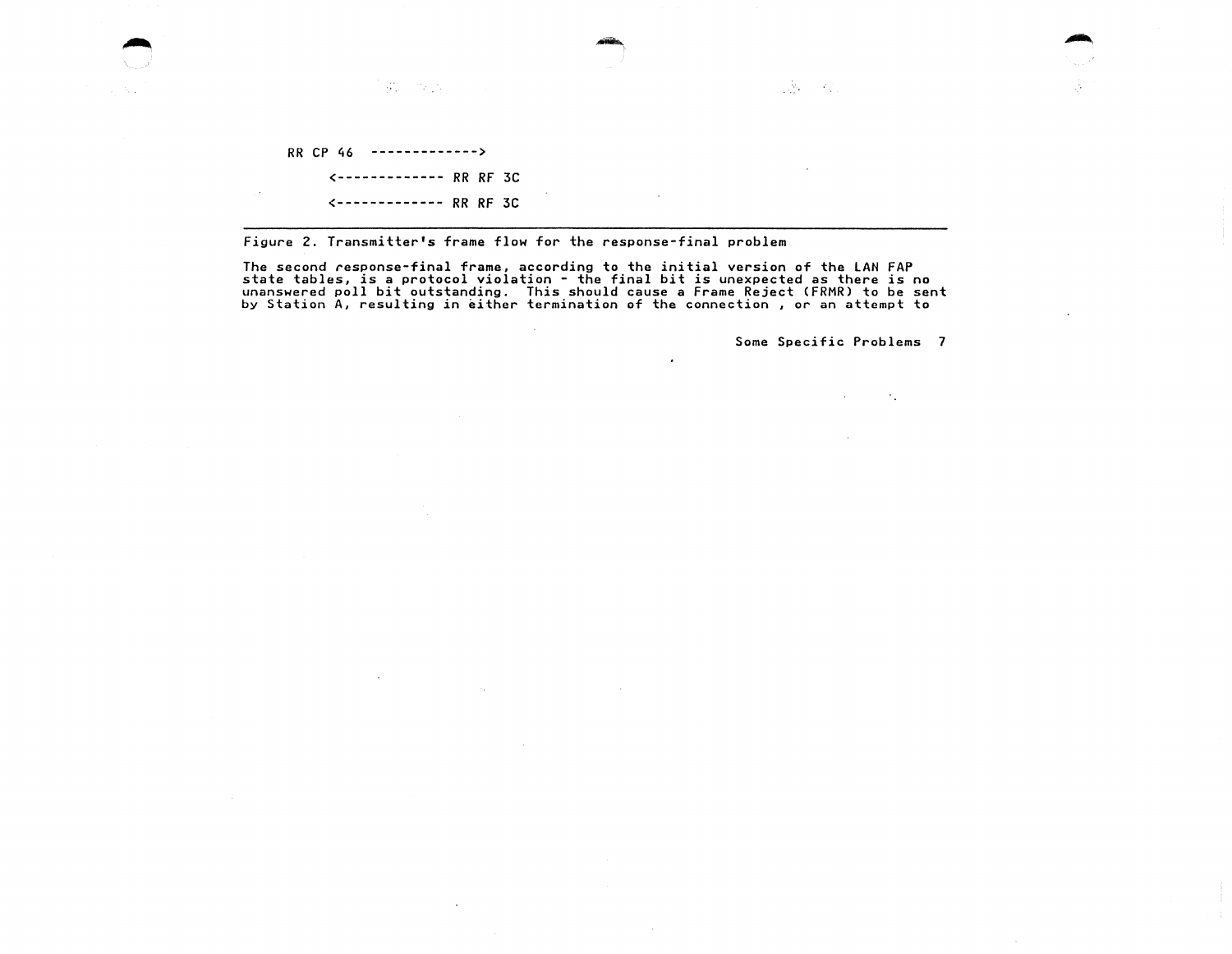```
RR CP 46  ------------->
     <------------- RR RF 3C
     <------------- RR RF 3C
```

Figure 2. Transmitter's frame flow for the response-final problem

The second response-final frame, according to the initial version of the LAN FAP state tables, is a protocol violation - the final bit is unexpected as there is no unanswered poll bit outstanding. This should cause a Frame Reject (FRMR) to be sent by Station A, resulting in either termination of the connection , or an attempt to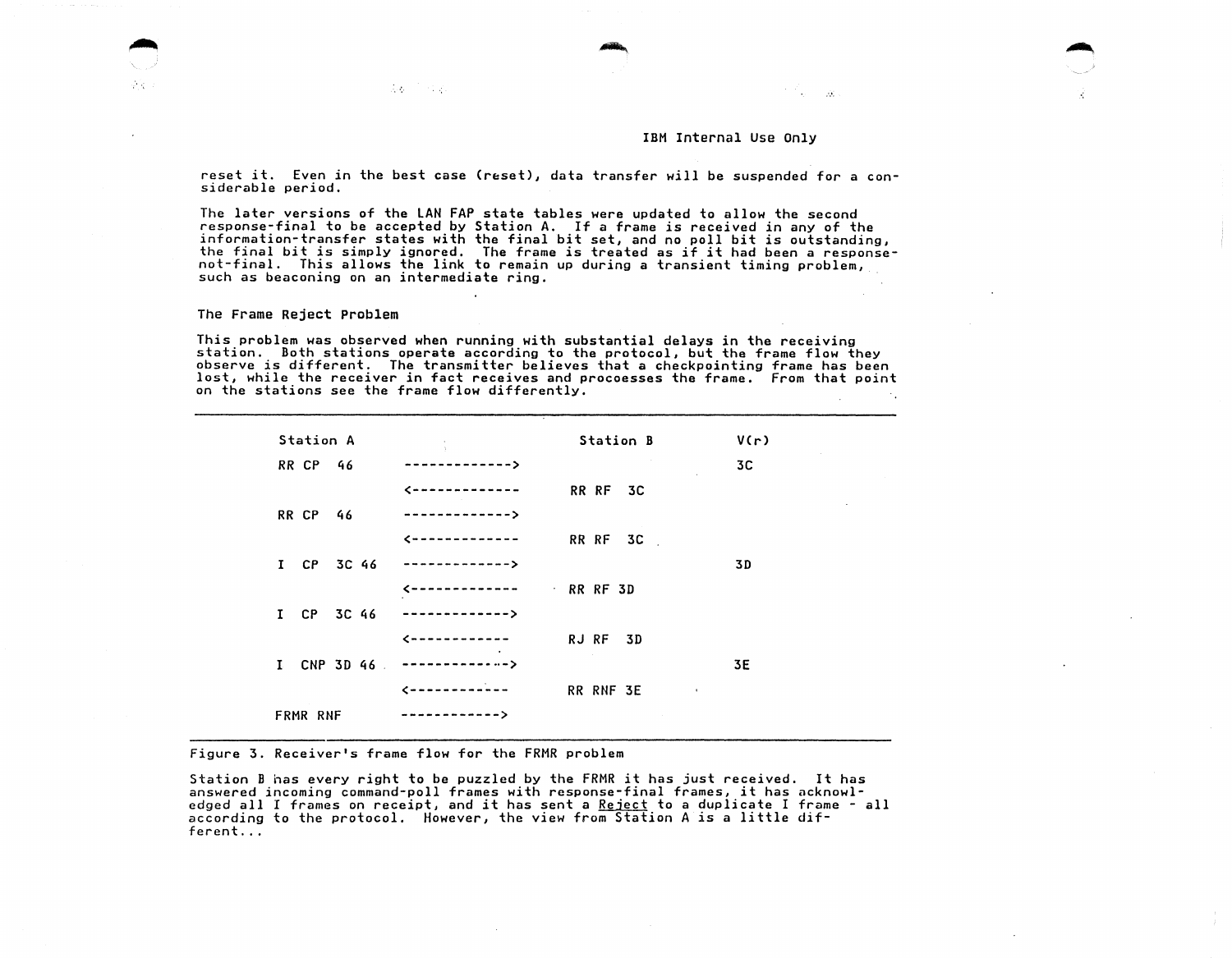reset it. Even in the best case (reset), data transfer will be suspended for a considerable period.

The later versions of the LAN FAP state tables were updated to allow the second response-final to be accepted by Station A. If a frame is received in any of the information-transfer states with the final bit set, and no poll bit is outstanding, the final bit is simply ignored. The frame is treated as if it had been a response-not-final. This allows the link to remain up during a transient timing problem, such as beaconing on an intermediate ring.

## The Frame Reject Problem

This problem was observed when running with substantial delays in the receiving station. Both stations operate according to the protocol, but the frame flow they observe is different. The transmitter believes that a checkpointing frame has been lost, while the receiver in fact receives and procoesses the frame. From that point on the stations see the frame flow differently.

```
Station A                           Station B        V(r)

RR CP   46     ------------->                        3C
               <-------------      RR RF   3C
RR CP   46     ------------->
               <-------------      RR RF   3C
I   CP  3C 46  ------------->                        3D
               <-------------      RR RF 3D
I   CP  3C 46  ------------->
               <------------       RJ RF   3D
I   CNP 3D 46  ------------->                        3E
               <------------       RR RNF 3E
FRMR RNF       ------------>
```

Figure 3. Receiver's frame flow for the FRMR problem

Station B has every right to be puzzled by the FRMR it has just received. It has answered incoming command-poll frames with response-final frames, it has acknowledged all I frames on receipt, and it has sent a Reject to a duplicate I frame - all according to the protocol. However, the view from Station A is a little different...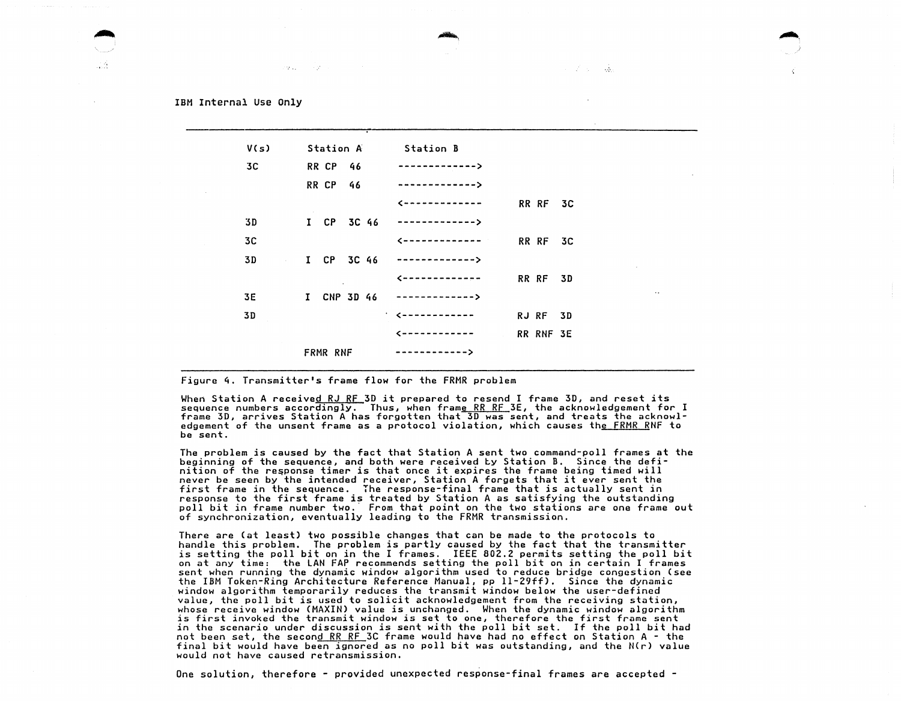IBM Internal Use Only

```
V(s)      Station A         Station B
3C        RR CP   46        ------------->
          RR CP   46        ------------->
                            <-------------    RR RF   3C
3D        I  CP   3C 46     ------------->
3C                          <-------------    RR RF   3C
3D        I  CP   3C 46     ------------->
                            <-------------    RR RF   3D
3E        I  CNP 3D 46      ------------->
3D                          <------------     RJ RF   3D
                            <------------     RR RNF 3E
          FRMR RNF          ------------>
```

Figure 4. Transmitter's frame flow for the FRMR problem

When Station A received RJ RF 3D it prepared to resend I frame 3D, and reset its sequence numbers accordingly. Thus, when frame RR RF 3E, the acknowledgement for I frame 3D, arrives Station A has forgotten that 3D was sent, and treats the acknowledgement of the unsent frame as a protocol violation, which causes the FRMR RNF to be sent.

The problem is caused by the fact that Station A sent two command-poll frames at the beginning of the sequence, and both were received by Station B. Since the definition of the response timer is that once it expires the frame being timed will never be seen by the intended receiver, Station A forgets that it ever sent the first frame in the sequence. The response-final frame that is actually sent in response to the first frame is treated by Station A as satisfying the outstanding poll bit in frame number two. From that point on the two stations are one frame out of synchronization, eventually leading to the FRMR transmission.

There are (at least) two possible changes that can be made to the protocols to handle this problem. The problem is partly caused by the fact that the transmitter is setting the poll bit on in the I frames. IEEE 802.2 permits setting the poll bit on at any time: the LAN FAP recommends setting the poll bit on in certain I frames sent when running the dynamic window algorithm used to reduce bridge congestion (see the IBM Token-Ring Architecture Reference Manual, pp 11-29ff). Since the dynamic window algorithm temporarily reduces the transmit window below the user-defined value, the poll bit is used to solicit acknowledgement from the receiving station, whose receive window (MAXIN) value is unchanged. When the dynamic window algorithm is first invoked the transmit window is set to one, therefore the first frame sent in the scenario under discussion is sent with the poll bit set. If the poll bit had not been set, the second RR RF 3C frame would have had no effect on Station A - the final bit would have been ignored as no poll bit was outstanding, and the N(r) value would not have caused retransmission.

One solution, therefore - provided unexpected response-final frames are accepted -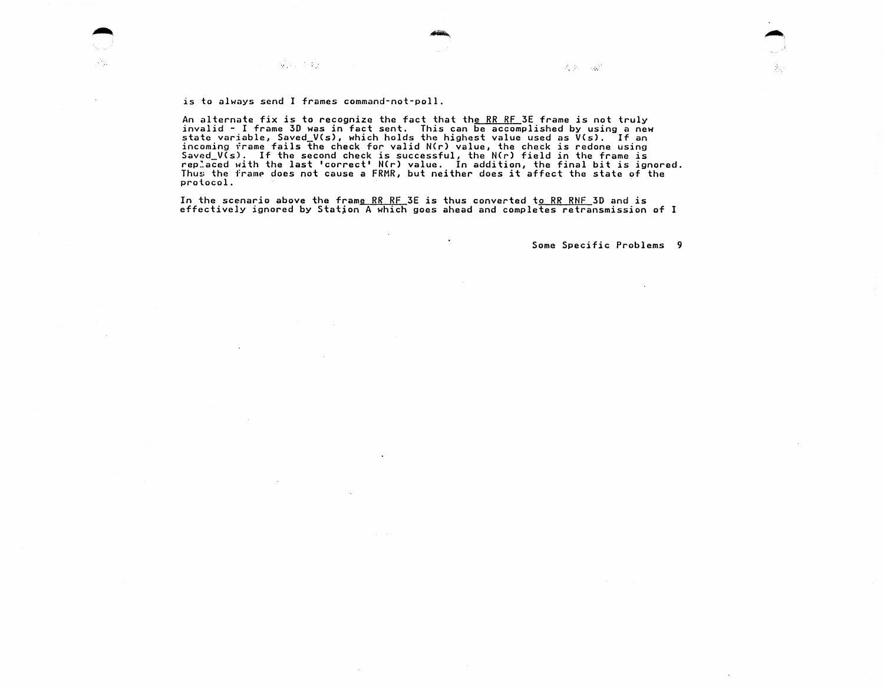is to always send I frames command-not-poll.

An alternate fix is to recognize the fact that the RR RF 3E frame is not truly invalid - I frame 3D was in fact sent. This can be accomplished by using a new state variable, Saved_V(s), which holds the highest value used as V(s). If an incoming frame fails the check for valid N(r) value, the check is redone using Saved_V(s). If the second check is successful, the N(r) field in the frame is replaced with the last 'correct' N(r) value. In addition, the final bit is ignored. Thus the frame does not cause a FRMR, but neither does it affect the state of the protocol.

In the scenario above the frame RR RF 3E is thus converted to RR RNF 3D and is effectively ignored by Station A which goes ahead and completes retransmission of I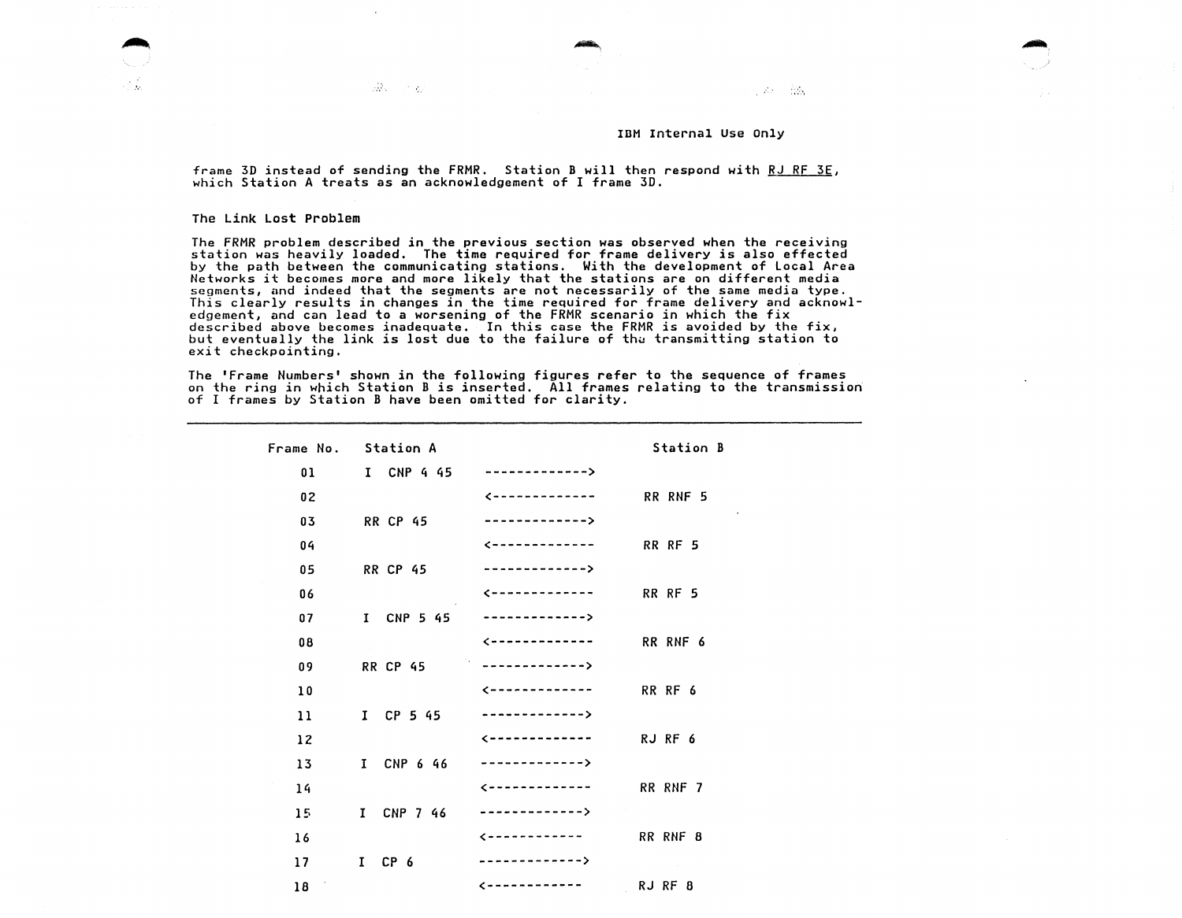IBM Internal Use Only

frame 3D instead of sending the FRMR. Station B will then respond with <u>RJ RF 3E</u>, which Station A treats as an acknowledgement of I frame 3D.

### The Link Lost Problem

The FRMR problem described in the previous section was observed when the receiving station was heavily loaded. The time required for frame delivery is also effected by the path between the communicating stations. With the development of Local Area Networks it becomes more and more likely that the stations are on different media segments, and indeed that the segments are not necessarily of the same media type. This clearly results in changes in the time required for frame delivery and acknowledgement, and can lead to a worsening of the FRMR scenario in which the fix described above becomes inadequate. In this case the FRMR is avoided by the fix, but eventually the link is lost due to the failure of the transmitting station to exit checkpointing.

The 'Frame Numbers' shown in the following figures refer to the sequence of frames on the ring in which Station B is inserted. All frames relating to the transmission of I frames by Station B have been omitted for clarity.

| Frame No. | Station A | | Station B |
|---|---|---|---|
| 01 | I CNP 4 45 | -------------> | |
| 02 | | <------------- | RR RNF 5 |
| 03 | RR CP 45 | -------------> | |
| 04 | | <------------- | RR RF 5 |
| 05 | RR CP 45 | -------------> | |
| 06 | | <------------- | RR RF 5 |
| 07 | I CNP 5 45 | -------------> | |
| 08 | | <------------- | RR RNF 6 |
| 09 | RR CP 45 | -------------> | |
| 10 | | <------------- | RR RF 6 |
| 11 | I CP 5 45 | -------------> | |
| 12 | | <------------- | RJ RF 6 |
| 13 | I CNP 6 46 | -------------> | |
| 14 | | <------------- | RR RNF 7 |
| 15 | I CNP 7 46 | -------------> | |
| 16 | | <------------ | RR RNF 8 |
| 17 | I CP 6 | -------------> | |
| 18 | | <------------ | RJ RF 8 |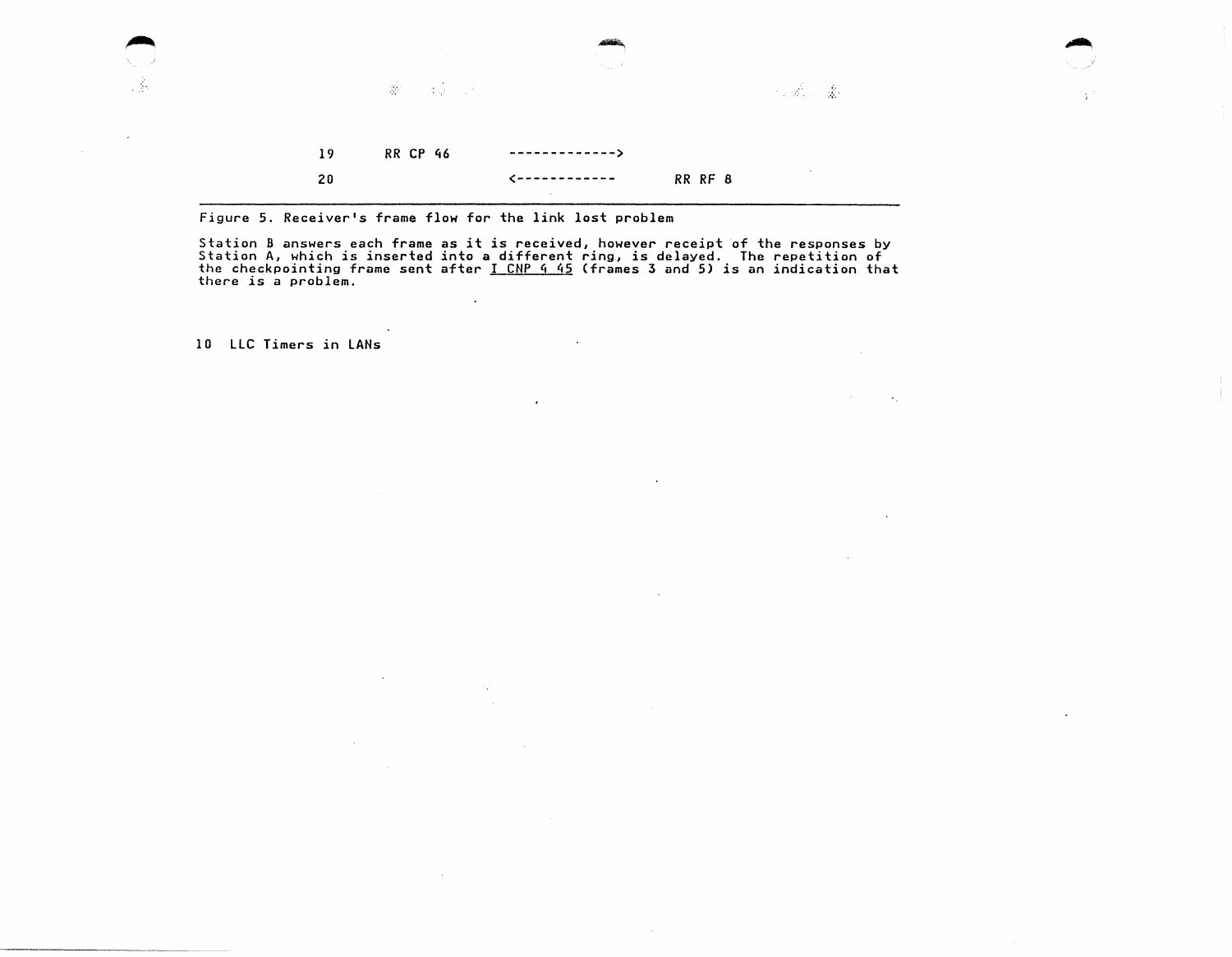```
19      RR CP 46       ------------->
20                     <------------      RR RF 8
```

Figure 5. Receiver's frame flow for the link lost problem

Station B answers each frame as it is received, however receipt of the responses by Station A, which is inserted into a different ring, is delayed. The repetition of the checkpointing frame sent after I CNP 4 45 (frames 3 and 5) is an indication that there is a problem.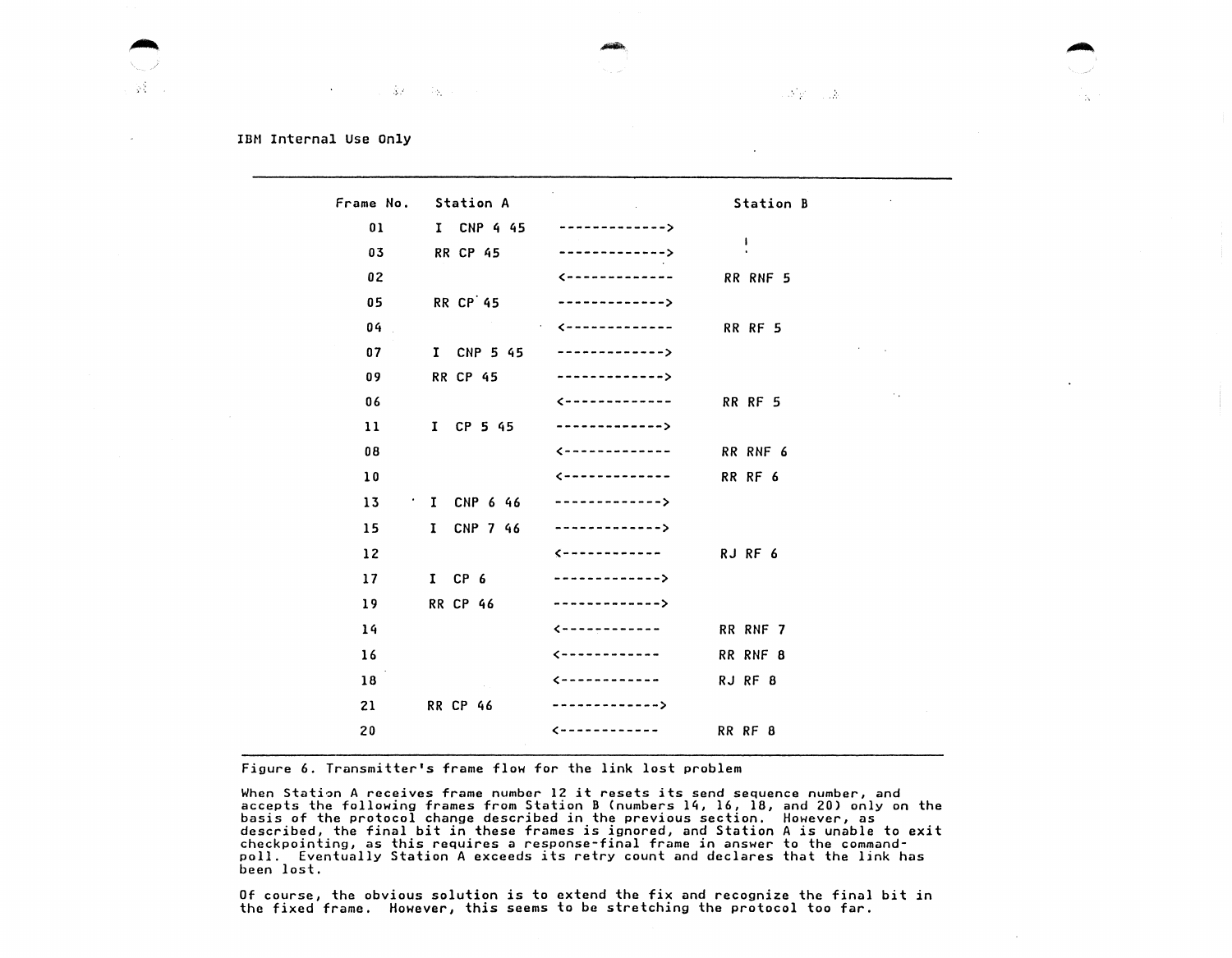IBM Internal Use Only

| Frame No. | Station A | | Station B |
|---|---|---|---|
| 01 | I CNP 4 45 | -------------> | |
| 03 | RR CP 45 | -------------> | |
| 02 | | <------------- | RR RNF 5 |
| 05 | RR CP 45 | -------------> | |
| 04 | | <------------- | RR RF 5 |
| 07 | I CNP 5 45 | -------------> | |
| 09 | RR CP 45 | -------------> | |
| 06 | | <------------- | RR RF 5 |
| 11 | I CP 5 45 | -------------> | |
| 08 | | <------------- | RR RNF 6 |
| 10 | | <------------- | RR RF 6 |
| 13 | I CNP 6 46 | -------------> | |
| 15 | I CNP 7 46 | -------------> | |
| 12 | | <------------ | RJ RF 6 |
| 17 | I CP 6 | -------------> | |
| 19 | RR CP 46 | -------------> | |
| 14 | | <------------ | RR RNF 7 |
| 16 | | <------------ | RR RNF 8 |
| 18 | | <------------ | RJ RF 8 |
| 21 | RR CP 46 | -------------> | |
| 20 | | <------------ | RR RF 8 |

Figure 6. Transmitter's frame flow for the link lost problem

When Station A receives frame number 12 it resets its send sequence number, and accepts the following frames from Station B (numbers 14, 16, 18, and 20) only on the basis of the protocol change described in the previous section. However, as described, the final bit in these frames is ignored, and Station A is unable to exit checkpointing, as this requires a response-final frame in answer to the command-poll. Eventually Station A exceeds its retry count and declares that the link has been lost.

Of course, the obvious solution is to extend the fix and recognize the final bit in the fixed frame. However, this seems to be stretching the protocol too far.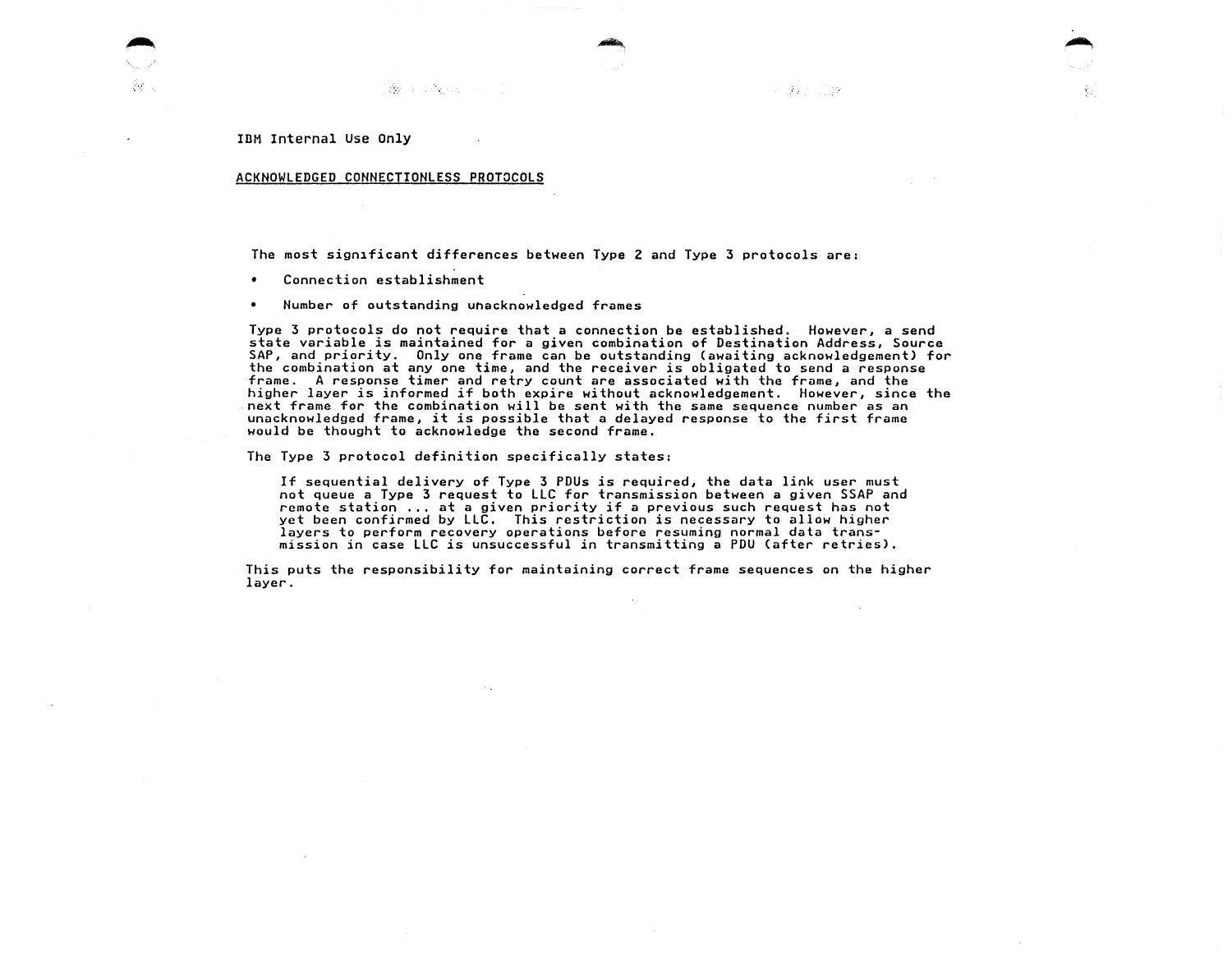IBM Internal Use Only

## ACKNOWLEDGED CONNECTIONLESS PROTOCOLS

The most significant differences between Type 2 and Type 3 protocols are:

- Connection establishment
- Number of outstanding unacknowledged frames

Type 3 protocols do not require that a connection be established. However, a send state variable is maintained for a given combination of Destination Address, Source SAP, and priority. Only one frame can be outstanding (awaiting acknowledgement) for the combination at any one time, and the receiver is obligated to send a response frame. A response timer and retry count are associated with the frame, and the higher layer is informed if both expire without acknowledgement. However, since the next frame for the combination will be sent with the same sequence number as an unacknowledged frame, it is possible that a delayed response to the first frame would be thought to acknowledge the second frame.

The Type 3 protocol definition specifically states:

> If sequential delivery of Type 3 PDUs is required, the data link user must not queue a Type 3 request to LLC for transmission between a given SSAP and remote station ... at a given priority if a previous such request has not yet been confirmed by LLC. This restriction is necessary to allow higher layers to perform recovery operations before resuming normal data transmission in case LLC is unsuccessful in transmitting a PDU (after retries).

This puts the responsibility for maintaining correct frame sequences on the higher layer.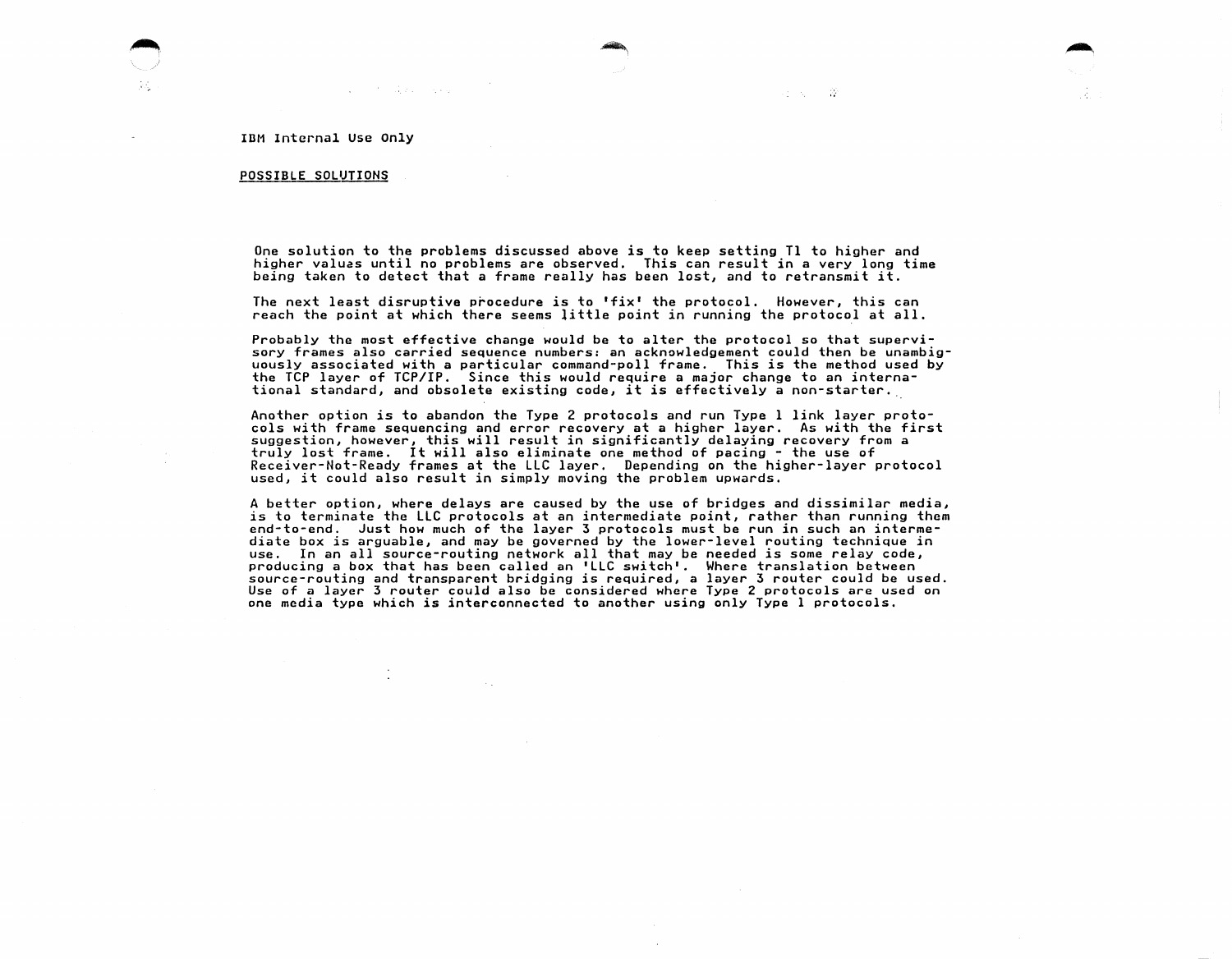IBM Internal Use Only

## POSSIBLE SOLUTIONS

One solution to the problems discussed above is to keep setting T1 to higher and higher values until no problems are observed. This can result in a very long time being taken to detect that a frame really has been lost, and to retransmit it.

The next least disruptive procedure is to 'fix' the protocol. However, this can reach the point at which there seems little point in running the protocol at all.

Probably the most effective change would be to alter the protocol so that supervisory frames also carried sequence numbers: an acknowledgement could then be unambiguously associated with a particular command-poll frame. This is the method used by the TCP layer of TCP/IP. Since this would require a major change to an international standard, and obsolete existing code, it is effectively a non-starter.

Another option is to abandon the Type 2 protocols and run Type 1 link layer protocols with frame sequencing and error recovery at a higher layer. As with the first suggestion, however, this will result in significantly delaying recovery from a truly lost frame. It will also eliminate one method of pacing - the use of Receiver-Not-Ready frames at the LLC layer. Depending on the higher-layer protocol used, it could also result in simply moving the problem upwards.

A better option, where delays are caused by the use of bridges and dissimilar media, is to terminate the LLC protocols at an intermediate point, rather than running them end-to-end. Just how much of the layer 3 protocols must be run in such an intermediate box is arguable, and may be governed by the lower-level routing technique in use. In an all source-routing network all that may be needed is some relay code, producing a box that has been called an 'LLC switch'. Where translation between source-routing and transparent bridging is required, a layer 3 router could be used. Use of a layer 3 router could also be considered where Type 2 protocols are used on one media type which is interconnected to another using only Type 1 protocols.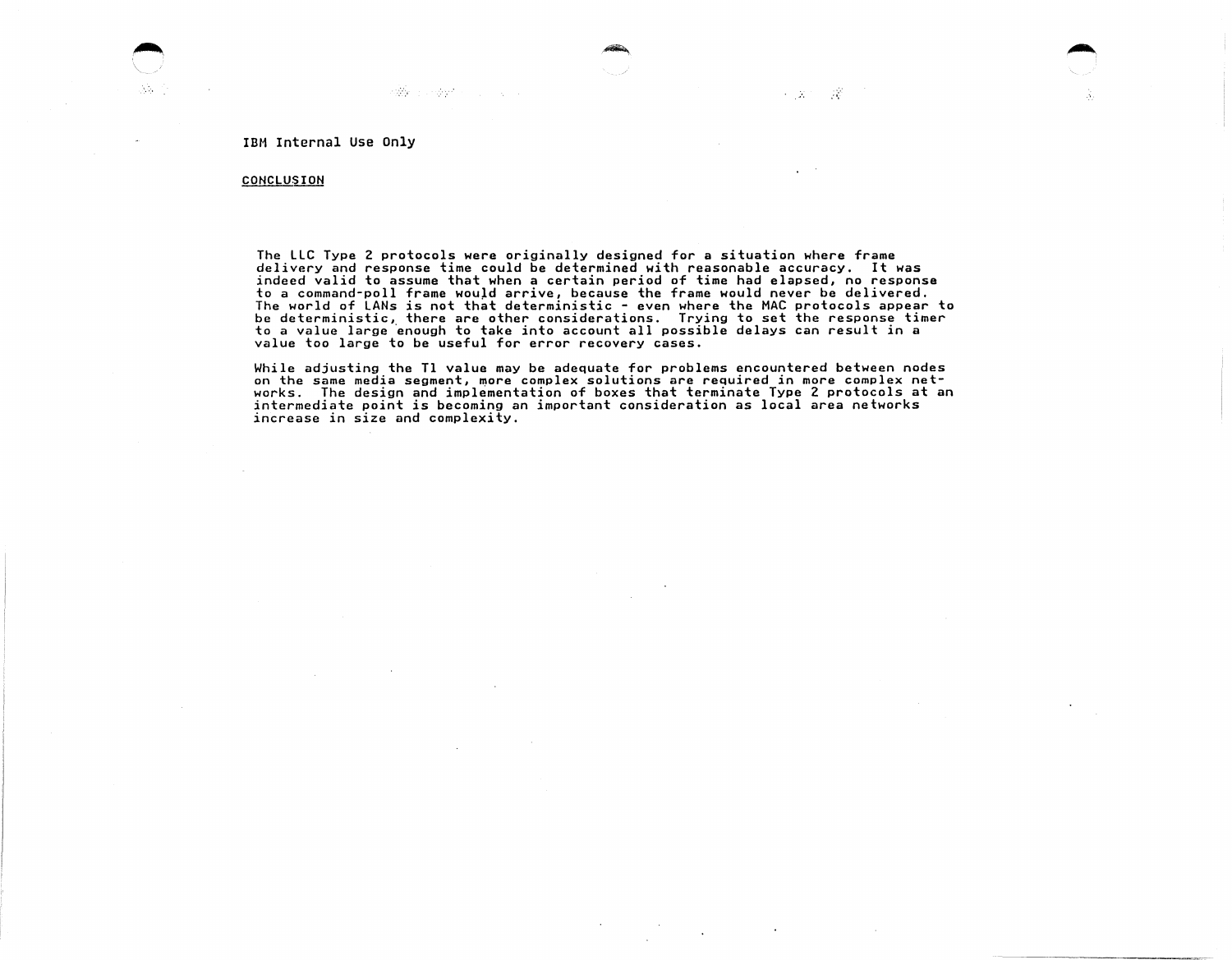IBM Internal Use Only

## CONCLUSION

The LLC Type 2 protocols were originally designed for a situation where frame delivery and response time could be determined with reasonable accuracy. It was indeed valid to assume that when a certain period of time had elapsed, no response to a command-poll frame would arrive, because the frame would never be delivered. The world of LANs is not that deterministic - even where the MAC protocols appear to be deterministic, there are other considerations. Trying to set the response timer to a value large enough to take into account all possible delays can result in a value too large to be useful for error recovery cases.

While adjusting the T1 value may be adequate for problems encountered between nodes on the same media segment, more complex solutions are required in more complex networks. The design and implementation of boxes that terminate Type 2 protocols at an intermediate point is becoming an important consideration as local area networks increase in size and complexity.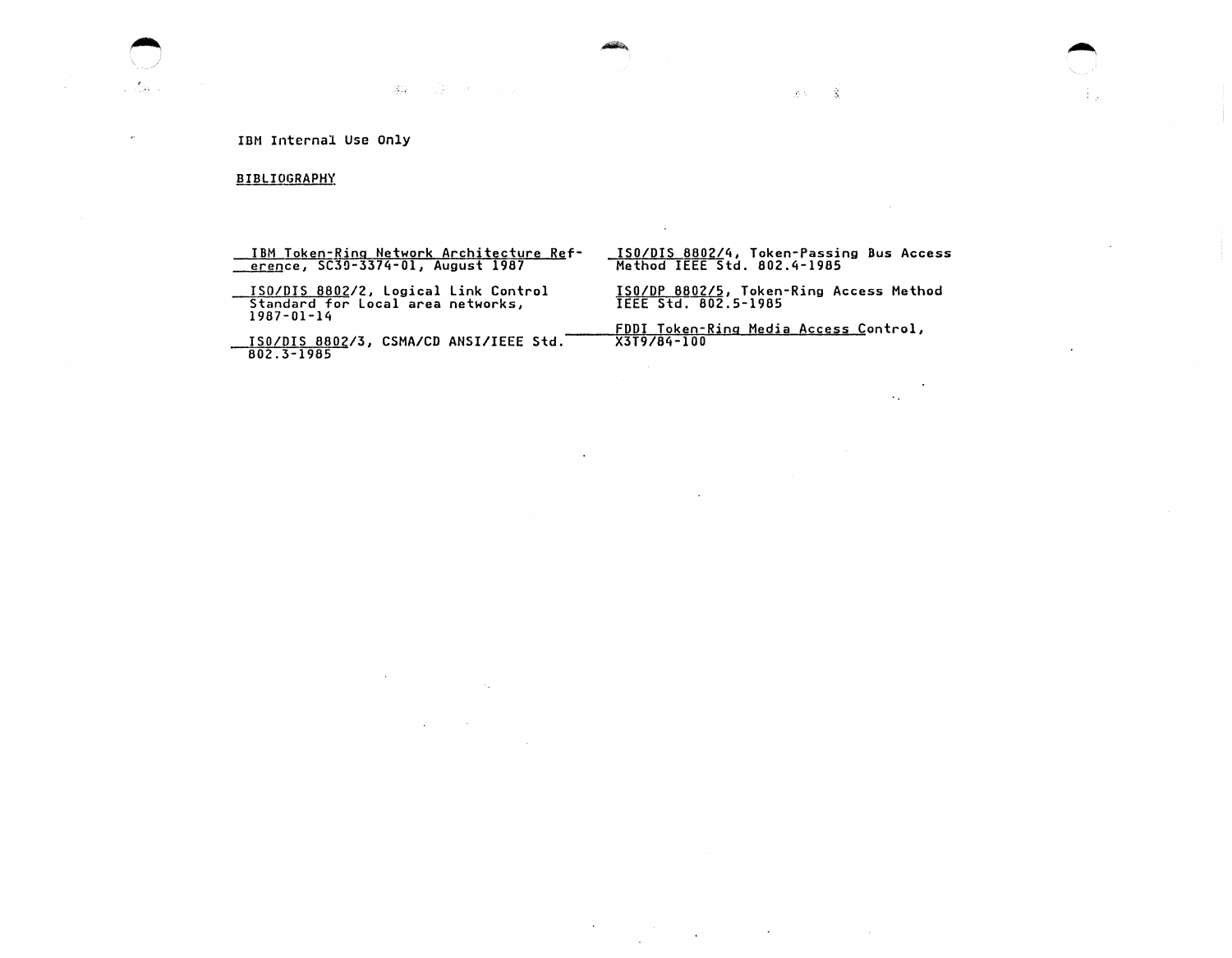IBM Internal Use Only

## BIBLIOGRAPHY

- IBM Token-Ring Network Architecture Reference, SC30-3374-01, August 1987
- ISO/DIS 8802/2, Logical Link Control Standard for Local area networks, 1987-01-14
- ISO/DIS 8802/3, CSMA/CD ANSI/IEEE Std. 802.3-1985
- ISO/DIS 8802/4, Token-Passing Bus Access Method IEEE Std. 802.4-1985
- ISO/DP 8802/5, Token-Ring Access Method IEEE Std. 802.5-1985
- FDDI Token-Ring Media Access Control, X3T9/84-100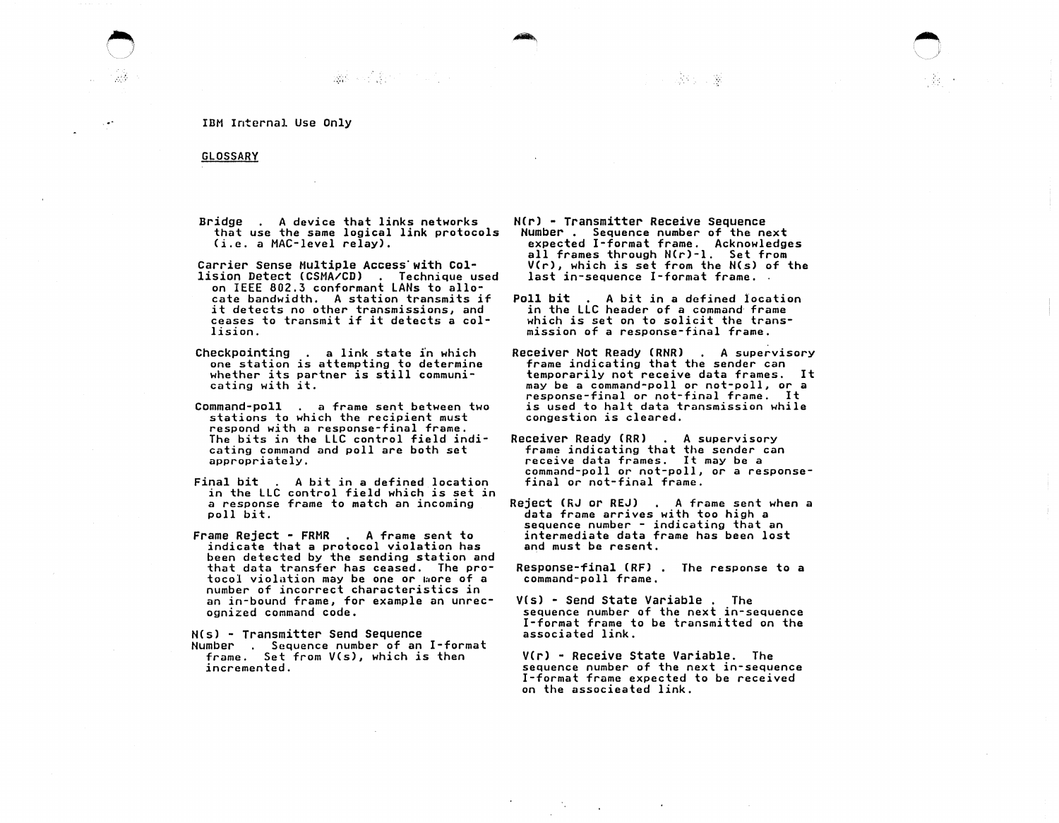IBM Internal Use Only

## GLOSSARY

**Bridge** . A device that links networks that use the same logical link protocols (i.e. a MAC-level relay).

**Carrier Sense Multiple Access with Collision Detect (CSMA/CD)** . Technique used on IEEE 802.3 conformant LANs to allocate bandwidth. A station transmits if it detects no other transmissions, and ceases to transmit if it detects a collision.

**Checkpointing** . a link state in which one station is attempting to determine whether its partner is still communicating with it.

**Command-poll** . a frame sent between two stations to which the recipient must respond with a response-final frame. The bits in the LLC control field indicating command and poll are both set appropriately.

**Final bit** . A bit in a defined location in the LLC control field which is set in a response frame to match an incoming poll bit.

**Frame Reject - FRMR** . A frame sent to indicate that a protocol violation has been detected by the sending station and that data transfer has ceased. The protocol violation may be one or more of a number of incorrect characteristics in an in-bound frame, for example an unrecognized command code.

**N(s) - Transmitter Send Sequence Number** . Sequence number of an I-format frame. Set from V(s), which is then incremented.

**N(r) - Transmitter Receive Sequence Number** . Sequence number of the next expected I-format frame. Acknowledges all frames through N(r)-1. Set from V(r), which is set from the N(s) of the last in-sequence I-format frame.

**Poll bit** . A bit in a defined location in the LLC header of a command frame which is set on to solicit the transmission of a response-final frame.

**Receiver Not Ready (RNR)** . A supervisory frame indicating that the sender can temporarily not receive data frames. It may be a command-poll or not-poll, or a response-final or not-final frame. It is used to halt data transmission while congestion is cleared.

**Receiver Ready (RR)** . A supervisory frame indicating that the sender can receive data frames. It may be a command-poll or not-poll, or a response-final or not-final frame.

**Reject (RJ or REJ)** . A frame sent when a data frame arrives with too high a sequence number - indicating that an intermediate data frame has been lost and must be resent.

**Response-final (RF)** . The response to a command-poll frame.

**V(s) - Send State Variable** . The sequence number of the next in-sequence I-format frame to be transmitted on the associated link.

**V(r) - Receive State Variable.** The sequence number of the next in-sequence I-format frame expected to be received on the associeated link.